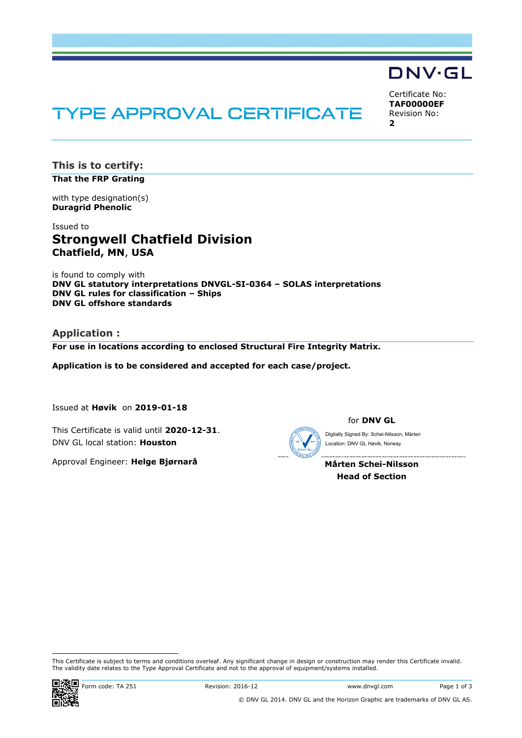DNV·GL

# TYPE APPROVAL CERTIFICATE

Certificate No:
**TAF00000EF**
Revision No:
**2**

## This is to certify:

**That the FRP Grating**

with type designation(s)
**Duragrid Phenolic**

Issued to
**Strongwell Chatfield Division**
**Chatfield, MN, USA**

is found to comply with
**DNV GL statutory interpretations DNVGL-SI-0364 – SOLAS interpretations**
**DNV GL rules for classification – Ships**
**DNV GL offshore standards**

## Application :

**For use in locations according to enclosed Structural Fire Integrity Matrix.**

**Application is to be considered and accepted for each case/project.**

Issued at **Høvik** on **2019-01-18**

This Certificate is valid until **2020-12-31**.
DNV GL local station: **Houston**

Approval Engineer: **Helge Bjørnarå**

for **DNV GL**

Digitally Signed By: Schei-Nilsson, Mårten
Location: DNV GL Høvik, Norway

**Mårten Schei-Nilsson**
**Head of Section**

This Certificate is subject to terms and conditions overleaf. Any significant change in design or construction may render this Certificate invalid. The validity date relates to the Type Approval Certificate and not to the approval of equipment/systems installed.

Form code: TA 251 Revision: 2016-12 www.dnvgl.com

© DNV GL 2014. DNV GL and the Horizon Graphic are trademarks of DNV GL AS.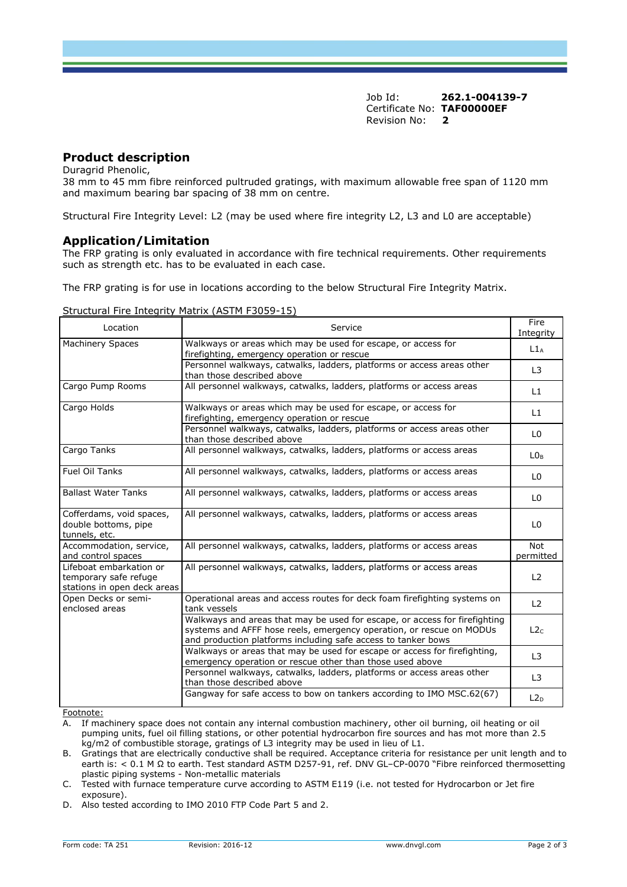Job Id: **262.1-004139-7**
Certificate No: **TAF00000EF**
Revision No: **2**

## Product description

Duragrid Phenolic,
38 mm to 45 mm fibre reinforced pultruded gratings, with maximum allowable free span of 1120 mm and maximum bearing bar spacing of 38 mm on centre.

Structural Fire Integrity Level: L2 (may be used where fire integrity L2, L3 and L0 are acceptable)

## Application/Limitation

The FRP grating is only evaluated in accordance with fire technical requirements. Other requirements such as strength etc. has to be evaluated in each case.

The FRP grating is for use in locations according to the below Structural Fire Integrity Matrix.

Structural Fire Integrity Matrix (ASTM F3059-15)

| Location | Service | Fire Integrity |
|---|---|---|
| Machinery Spaces | Walkways or areas which may be used for escape, or access for firefighting, emergency operation or rescue | $L1_A$ |
| | Personnel walkways, catwalks, ladders, platforms or access areas other than those described above | L3 |
| Cargo Pump Rooms | All personnel walkways, catwalks, ladders, platforms or access areas | L1 |
| Cargo Holds | Walkways or areas which may be used for escape, or access for firefighting, emergency operation or rescue | L1 |
| | Personnel walkways, catwalks, ladders, platforms or access areas other than those described above | L0 |
| Cargo Tanks | All personnel walkways, catwalks, ladders, platforms or access areas | $L0_B$ |
| Fuel Oil Tanks | All personnel walkways, catwalks, ladders, platforms or access areas | L0 |
| Ballast Water Tanks | All personnel walkways, catwalks, ladders, platforms or access areas | L0 |
| Cofferdams, void spaces, double bottoms, pipe tunnels, etc. | All personnel walkways, catwalks, ladders, platforms or access areas | L0 |
| Accommodation, service, and control spaces | All personnel walkways, catwalks, ladders, platforms or access areas | Not permitted |
| Lifeboat embarkation or temporary safe refuge stations in open deck areas | All personnel walkways, catwalks, ladders, platforms or access areas | L2 |
| Open Decks or semi-enclosed areas | Operational areas and access routes for deck foam firefighting systems on tank vessels | L2 |
| | Walkways and areas that may be used for escape, or access for firefighting systems and AFFF hose reels, emergency operation, or rescue on MODUs and production platforms including safe access to tanker bows | $L2_C$ |
| | Walkways or areas that may be used for escape or access for firefighting, emergency operation or rescue other than those used above | L3 |
| | Personnel walkways, catwalks, ladders, platforms or access areas other than those described above | L3 |
| | Gangway for safe access to bow on tankers according to IMO MSC.62(67) | $L2_D$ |

Footnote:

A. If machinery space does not contain any internal combustion machinery, other oil burning, oil heating or oil pumping units, fuel oil filling stations, or other potential hydrocarbon fire sources and has mot more than 2.5 kg/m2 of combustible storage, gratings of L3 integrity may be used in lieu of L1.

B. Gratings that are electrically conductive shall be required. Acceptance criteria for resistance per unit length and to earth is: < 0.1 M Ω to earth. Test standard ASTM D257-91, ref. DNV GL–CP-0070 "Fibre reinforced thermosetting plastic piping systems - Non-metallic materials

C. Tested with furnace temperature curve according to ASTM E119 (i.e. not tested for Hydrocarbon or Jet fire exposure).

D. Also tested according to IMO 2010 FTP Code Part 5 and 2.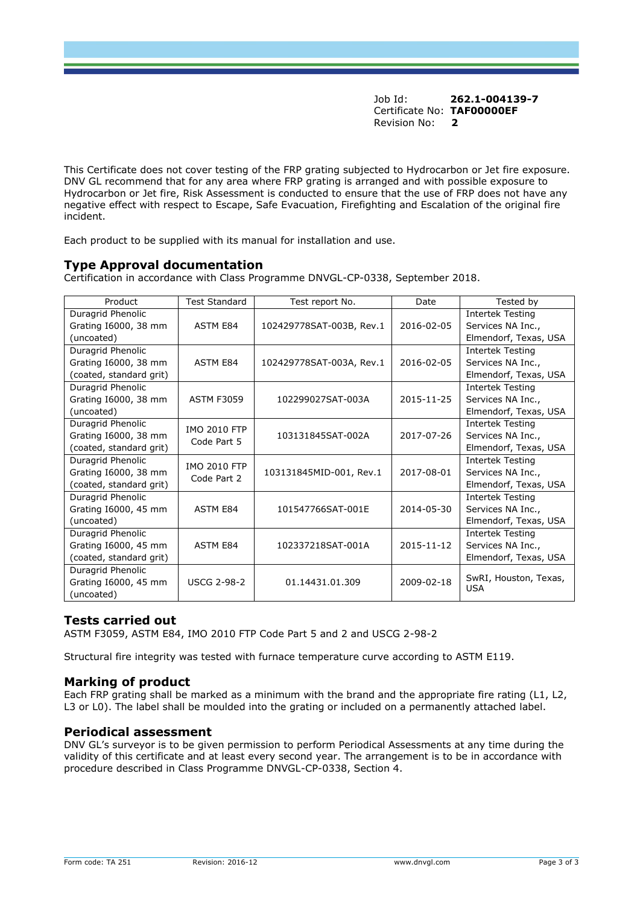Job Id: **262.1-004139-7**
Certificate No: **TAF00000EF**
Revision No: **2**

This Certificate does not cover testing of the FRP grating subjected to Hydrocarbon or Jet fire exposure. DNV GL recommend that for any area where FRP grating is arranged and with possible exposure to Hydrocarbon or Jet fire, Risk Assessment is conducted to ensure that the use of FRP does not have any negative effect with respect to Escape, Safe Evacuation, Firefighting and Escalation of the original fire incident.

Each product to be supplied with its manual for installation and use.

## Type Approval documentation

Certification in accordance with Class Programme DNVGL-CP-0338, September 2018.

| Product | Test Standard | Test report No. | Date | Tested by |
|---|---|---|---|---|
| Duragrid Phenolic Grating I6000, 38 mm (uncoated) | ASTM E84 | 102429778SAT-003B, Rev.1 | 2016-02-05 | Intertek Testing Services NA Inc., Elmendorf, Texas, USA |
| Duragrid Phenolic Grating I6000, 38 mm (coated, standard grit) | ASTM E84 | 102429778SAT-003A, Rev.1 | 2016-02-05 | Intertek Testing Services NA Inc., Elmendorf, Texas, USA |
| Duragrid Phenolic Grating I6000, 38 mm (uncoated) | ASTM F3059 | 102299027SAT-003A | 2015-11-25 | Intertek Testing Services NA Inc., Elmendorf, Texas, USA |
| Duragrid Phenolic Grating I6000, 38 mm (coated, standard grit) | IMO 2010 FTP Code Part 5 | 103131845SAT-002A | 2017-07-26 | Intertek Testing Services NA Inc., Elmendorf, Texas, USA |
| Duragrid Phenolic Grating I6000, 38 mm (coated, standard grit) | IMO 2010 FTP Code Part 2 | 103131845MID-001, Rev.1 | 2017-08-01 | Intertek Testing Services NA Inc., Elmendorf, Texas, USA |
| Duragrid Phenolic Grating I6000, 45 mm (uncoated) | ASTM E84 | 101547766SAT-001E | 2014-05-30 | Intertek Testing Services NA Inc., Elmendorf, Texas, USA |
| Duragrid Phenolic Grating I6000, 45 mm (coated, standard grit) | ASTM E84 | 102337218SAT-001A | 2015-11-12 | Intertek Testing Services NA Inc., Elmendorf, Texas, USA |
| Duragrid Phenolic Grating I6000, 45 mm (uncoated) | USCG 2-98-2 | 01.14431.01.309 | 2009-02-18 | SwRI, Houston, Texas, USA |

## Tests carried out

ASTM F3059, ASTM E84, IMO 2010 FTP Code Part 5 and 2 and USCG 2-98-2

Structural fire integrity was tested with furnace temperature curve according to ASTM E119.

## Marking of product

Each FRP grating shall be marked as a minimum with the brand and the appropriate fire rating (L1, L2, L3 or L0). The label shall be moulded into the grating or included on a permanently attached label.

## Periodical assessment

DNV GL's surveyor is to be given permission to perform Periodical Assessments at any time during the validity of this certificate and at least every second year. The arrangement is to be in accordance with procedure described in Class Programme DNVGL-CP-0338, Section 4.

Form code: TA 251 Revision: 2016-12 www.dnvgl.com